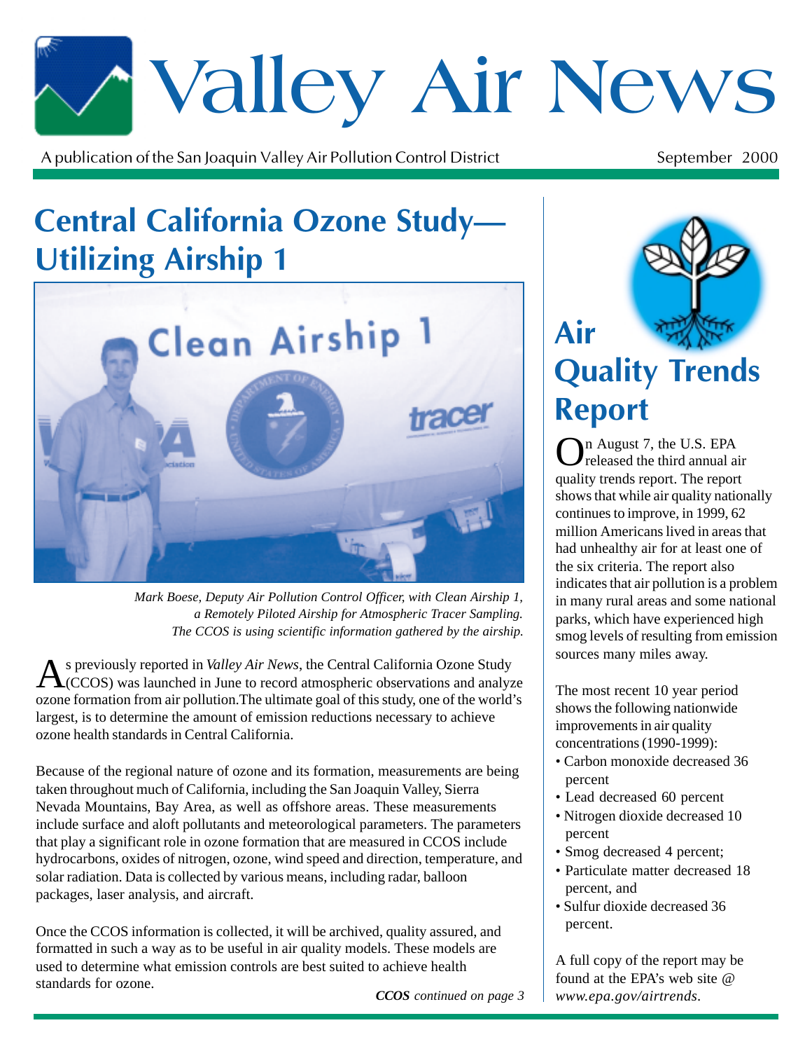# Valley Air News

A publication of the San Joaquin Valley Air Pollution Control District

September 2000

## Central California Ozone Study—Utilizing Airship 1

*Mark Boese, Deputy Air Pollution Control Officer, with Clean Airship 1, a Remotely Piloted Airship for Atmospheric Tracer Sampling. The CCOS is using scientific information gathered by the airship.*

As previously reported in *Valley Air News*, the Central California Ozone Study (CCOS) was launched in June to record atmospheric observations and analyze ozone formation from air pollution.The ultimate goal of this study, one of the world's largest, is to determine the amount of emission reductions necessary to achieve ozone health standards in Central California.

Because of the regional nature of ozone and its formation, measurements are being taken throughout much of California, including the San Joaquin Valley, Sierra Nevada Mountains, Bay Area, as well as offshore areas. These measurements include surface and aloft pollutants and meteorological parameters. The parameters that play a significant role in ozone formation that are measured in CCOS include hydrocarbons, oxides of nitrogen, ozone, wind speed and direction, temperature, and solar radiation. Data is collected by various means, including radar, balloon packages, laser analysis, and aircraft.

Once the CCOS information is collected, it will be archived, quality assured, and formatted in such a way as to be useful in air quality models. These models are used to determine what emission controls are best suited to achieve health standards for ozone.

***CCOS** continued on page 3*

## Air Quality Trends Report

On August 7, the U.S. EPA released the third annual air quality trends report. The report shows that while air quality nationally continues to improve, in 1999, 62 million Americans lived in areas that had unhealthy air for at least one of the six criteria. The report also indicates that air pollution is a problem in many rural areas and some national parks, which have experienced high smog levels of resulting from emission sources many miles away.

The most recent 10 year period shows the following nationwide improvements in air quality concentrations (1990-1999):

- Carbon monoxide decreased 36 percent
- Lead decreased 60 percent
- Nitrogen dioxide decreased 10 percent
- Smog decreased 4 percent;
- Particulate matter decreased 18 percent, and
- Sulfur dioxide decreased 36 percent.

A full copy of the report may be found at the EPA's web site @ *www.epa.gov/airtrends*.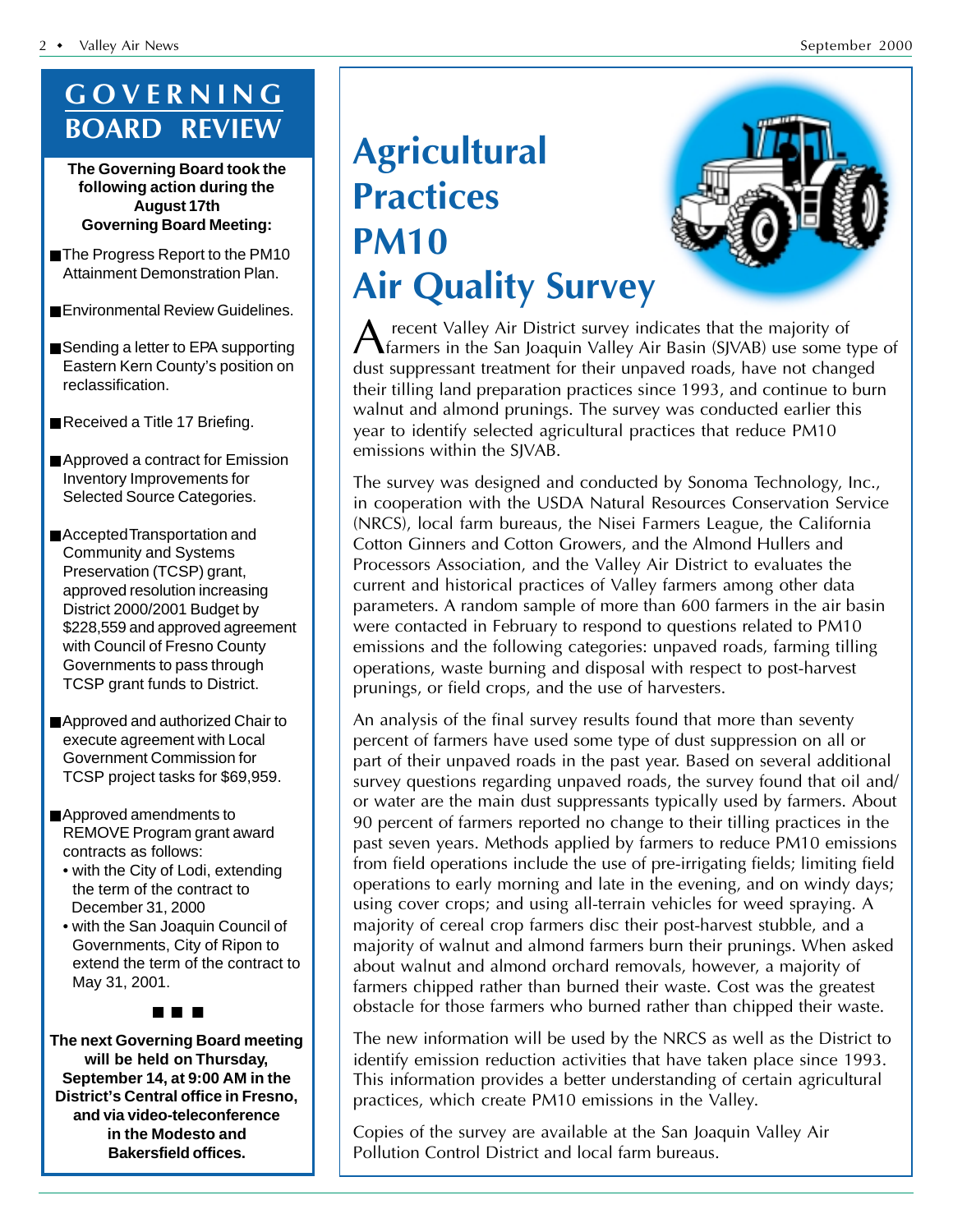## GOVERNING BOARD REVIEW

**The Governing Board took the following action during the August 17th Governing Board Meeting:**

- The Progress Report to the PM10 Attainment Demonstration Plan.
- Environmental Review Guidelines.
- Sending a letter to EPA supporting Eastern Kern County's position on reclassification.
- Received a Title 17 Briefing.
- Approved a contract for Emission Inventory Improvements for Selected Source Categories.
- Accepted Transportation and Community and Systems Preservation (TCSP) grant, approved resolution increasing District 2000/2001 Budget by $228,559 and approved agreement with Council of Fresno County Governments to pass through TCSP grant funds to District.
- Approved and authorized Chair to execute agreement with Local Government Commission for TCSP project tasks for $69,959.
- Approved amendments to REMOVE Program grant award contracts as follows:
  - with the City of Lodi, extending the term of the contract to December 31, 2000
  - with the San Joaquin Council of Governments, City of Ripon to extend the term of the contract to May 31, 2001.

■ ■ ■

**The next Governing Board meeting will be held on Thursday, September 14, at 9:00 AM in the District's Central office in Fresno, and via video-teleconference in the Modesto and Bakersfield offices.**

# Agricultural Practices PM10 Air Quality Survey

A recent Valley Air District survey indicates that the majority of farmers in the San Joaquin Valley Air Basin (SJVAB) use some type of dust suppressant treatment for their unpaved roads, have not changed their tilling land preparation practices since 1993, and continue to burn walnut and almond prunings. The survey was conducted earlier this year to identify selected agricultural practices that reduce PM10 emissions within the SJVAB.

The survey was designed and conducted by Sonoma Technology, Inc., in cooperation with the USDA Natural Resources Conservation Service (NRCS), local farm bureaus, the Nisei Farmers League, the California Cotton Ginners and Cotton Growers, and the Almond Hullers and Processors Association, and the Valley Air District to evaluates the current and historical practices of Valley farmers among other data parameters. A random sample of more than 600 farmers in the air basin were contacted in February to respond to questions related to PM10 emissions and the following categories: unpaved roads, farming tilling operations, waste burning and disposal with respect to post-harvest prunings, or field crops, and the use of harvesters.

An analysis of the final survey results found that more than seventy percent of farmers have used some type of dust suppression on all or part of their unpaved roads in the past year. Based on several additional survey questions regarding unpaved roads, the survey found that oil and/or water are the main dust suppressants typically used by farmers. About 90 percent of farmers reported no change to their tilling practices in the past seven years. Methods applied by farmers to reduce PM10 emissions from field operations include the use of pre-irrigating fields; limiting field operations to early morning and late in the evening, and on windy days; using cover crops; and using all-terrain vehicles for weed spraying. A majority of cereal crop farmers disc their post-harvest stubble, and a majority of walnut and almond farmers burn their prunings. When asked about walnut and almond orchard removals, however, a majority of farmers chipped rather than burned their waste. Cost was the greatest obstacle for those farmers who burned rather than chipped their waste.

The new information will be used by the NRCS as well as the District to identify emission reduction activities that have taken place since 1993. This information provides a better understanding of certain agricultural practices, which create PM10 emissions in the Valley.

Copies of the survey are available at the San Joaquin Valley Air Pollution Control District and local farm bureaus.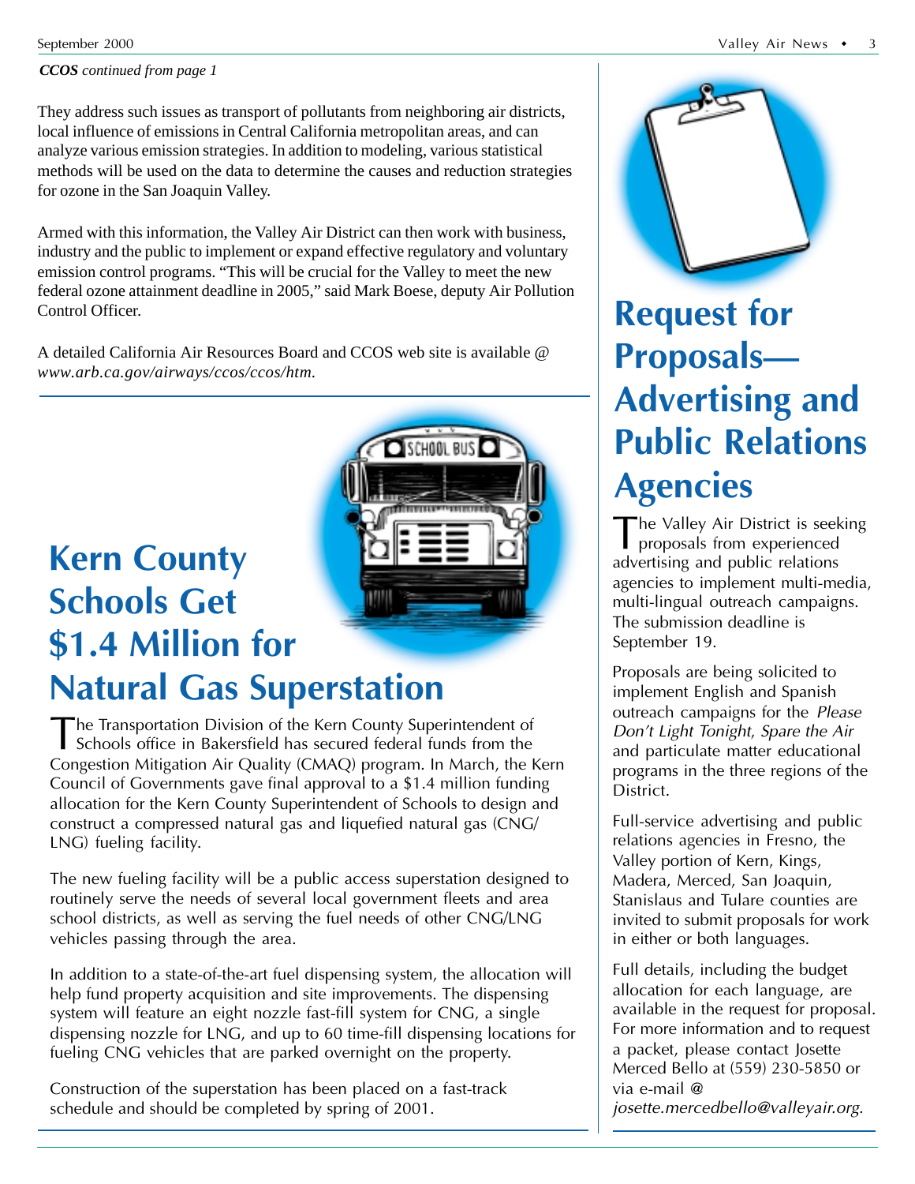*CCOS continued from page 1*

They address such issues as transport of pollutants from neighboring air districts, local influence of emissions in Central California metropolitan areas, and can analyze various emission strategies. In addition to modeling, various statistical methods will be used on the data to determine the causes and reduction strategies for ozone in the San Joaquin Valley.

Armed with this information, the Valley Air District can then work with business, industry and the public to implement or expand effective regulatory and voluntary emission control programs. "This will be crucial for the Valley to meet the new federal ozone attainment deadline in 2005," said Mark Boese, deputy Air Pollution Control Officer.

A detailed California Air Resources Board and CCOS web site is available @ *www.arb.ca.gov/airways/ccos/ccos/htm.*

# Kern County Schools Get $1.4 Million for Natural Gas Superstation

The Transportation Division of the Kern County Superintendent of Schools office in Bakersfield has secured federal funds from the Congestion Mitigation Air Quality (CMAQ) program. In March, the Kern Council of Governments gave final approval to a $1.4 million funding allocation for the Kern County Superintendent of Schools to design and construct a compressed natural gas and liquefied natural gas (CNG/LNG) fueling facility.

The new fueling facility will be a public access superstation designed to routinely serve the needs of several local government fleets and area school districts, as well as serving the fuel needs of other CNG/LNG vehicles passing through the area.

In addition to a state-of-the-art fuel dispensing system, the allocation will help fund property acquisition and site improvements. The dispensing system will feature an eight nozzle fast-fill system for CNG, a single dispensing nozzle for LNG, and up to 60 time-fill dispensing locations for fueling CNG vehicles that are parked overnight on the property.

Construction of the superstation has been placed on a fast-track schedule and should be completed by spring of 2001.

# Request for Proposals—Advertising and Public Relations Agencies

The Valley Air District is seeking proposals from experienced advertising and public relations agencies to implement multi-media, multi-lingual outreach campaigns. The submission deadline is September 19.

Proposals are being solicited to implement English and Spanish outreach campaigns for the *Please Don't Light Tonight, Spare the Air* and particulate matter educational programs in the three regions of the District.

Full-service advertising and public relations agencies in Fresno, the Valley portion of Kern, Kings, Madera, Merced, San Joaquin, Stanislaus and Tulare counties are invited to submit proposals for work in either or both languages.

Full details, including the budget allocation for each language, are available in the request for proposal. For more information and to request a packet, please contact Josette Merced Bello at (559) 230-5850 or via e-mail @ *josette.mercedbello@valleyair.org.*